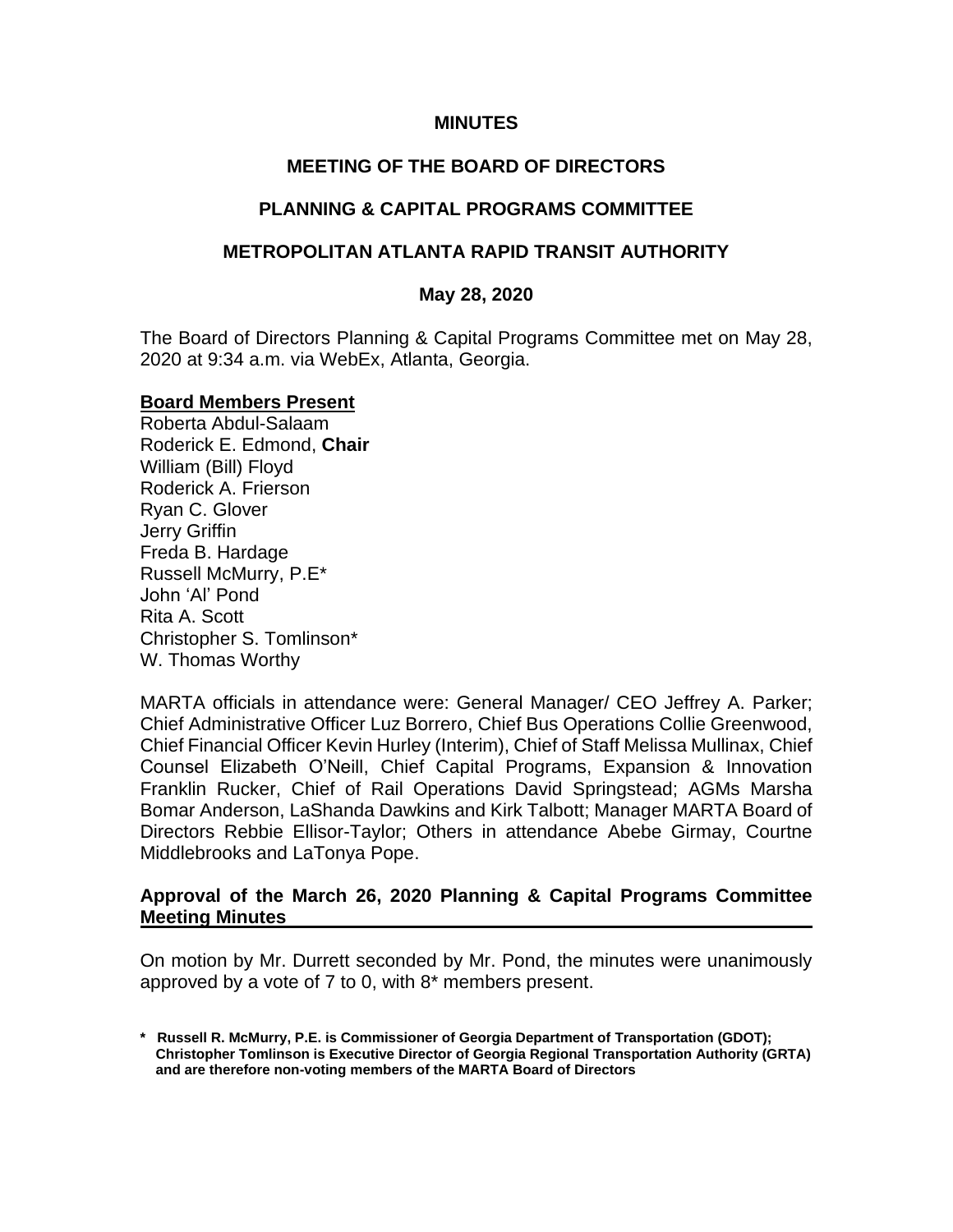**MINUTES**

**MEETING OF THE BOARD OF DIRECTORS**

**PLANNING & CAPITAL PROGRAMS COMMITTEE**

**METROPOLITAN ATLANTA RAPID TRANSIT AUTHORITY**

**May 28, 2020**

The Board of Directors Planning & Capital Programs Committee met on May 28, 2020 at 9:34 a.m. via WebEx, Atlanta, Georgia.

**Board Members Present**

Roberta Abdul-Salaam
Roderick E. Edmond, **Chair**
William (Bill) Floyd
Roderick A. Frierson
Ryan C. Glover
Jerry Griffin
Freda B. Hardage
Russell McMurry, P.E*
John 'Al' Pond
Rita A. Scott
Christopher S. Tomlinson*
W. Thomas Worthy

MARTA officials in attendance were: General Manager/ CEO Jeffrey A. Parker; Chief Administrative Officer Luz Borrero, Chief Bus Operations Collie Greenwood, Chief Financial Officer Kevin Hurley (Interim), Chief of Staff Melissa Mullinax, Chief Counsel Elizabeth O'Neill, Chief Capital Programs, Expansion & Innovation Franklin Rucker, Chief of Rail Operations David Springstead; AGMs Marsha Bomar Anderson, LaShanda Dawkins and Kirk Talbott; Manager MARTA Board of Directors Rebbie Ellisor-Taylor; Others in attendance Abebe Girmay, Courtne Middlebrooks and LaTonya Pope.

**Approval of the March 26, 2020 Planning & Capital Programs Committee Meeting Minutes**

On motion by Mr. Durrett seconded by Mr. Pond, the minutes were unanimously approved by a vote of 7 to 0, with 8* members present.

**\* Russell R. McMurry, P.E. is Commissioner of Georgia Department of Transportation (GDOT); Christopher Tomlinson is Executive Director of Georgia Regional Transportation Authority (GRTA) and are therefore non-voting members of the MARTA Board of Directors**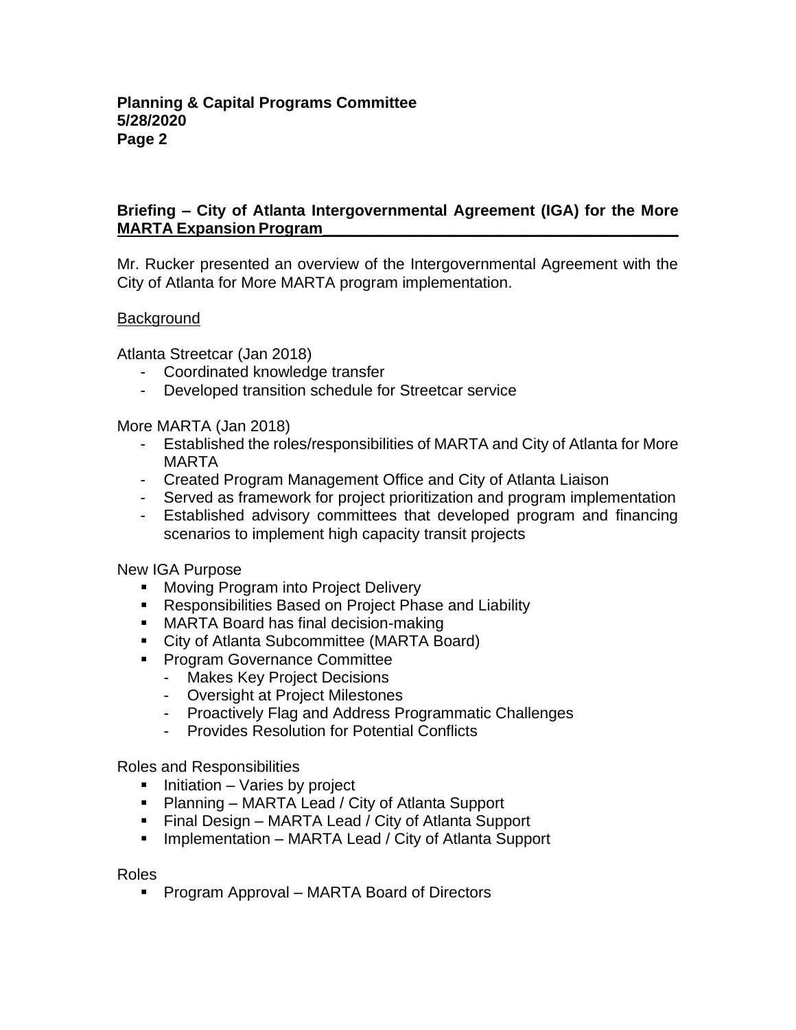**Briefing – City of Atlanta Intergovernmental Agreement (IGA) for the More MARTA Expansion Program**

Mr. Rucker presented an overview of the Intergovernmental Agreement with the City of Atlanta for More MARTA program implementation.

Background

Atlanta Streetcar (Jan 2018)

- Coordinated knowledge transfer
- Developed transition schedule for Streetcar service

More MARTA (Jan 2018)

- Established the roles/responsibilities of MARTA and City of Atlanta for More MARTA
- Created Program Management Office and City of Atlanta Liaison
- Served as framework for project prioritization and program implementation
- Established advisory committees that developed program and financing scenarios to implement high capacity transit projects

New IGA Purpose

- Moving Program into Project Delivery
- Responsibilities Based on Project Phase and Liability
- MARTA Board has final decision-making
- City of Atlanta Subcommittee (MARTA Board)
- Program Governance Committee
  - Makes Key Project Decisions
  - Oversight at Project Milestones
  - Proactively Flag and Address Programmatic Challenges
  - Provides Resolution for Potential Conflicts

Roles and Responsibilities

- Initiation – Varies by project
- Planning – MARTA Lead / City of Atlanta Support
- Final Design – MARTA Lead / City of Atlanta Support
- Implementation – MARTA Lead / City of Atlanta Support

Roles

- Program Approval – MARTA Board of Directors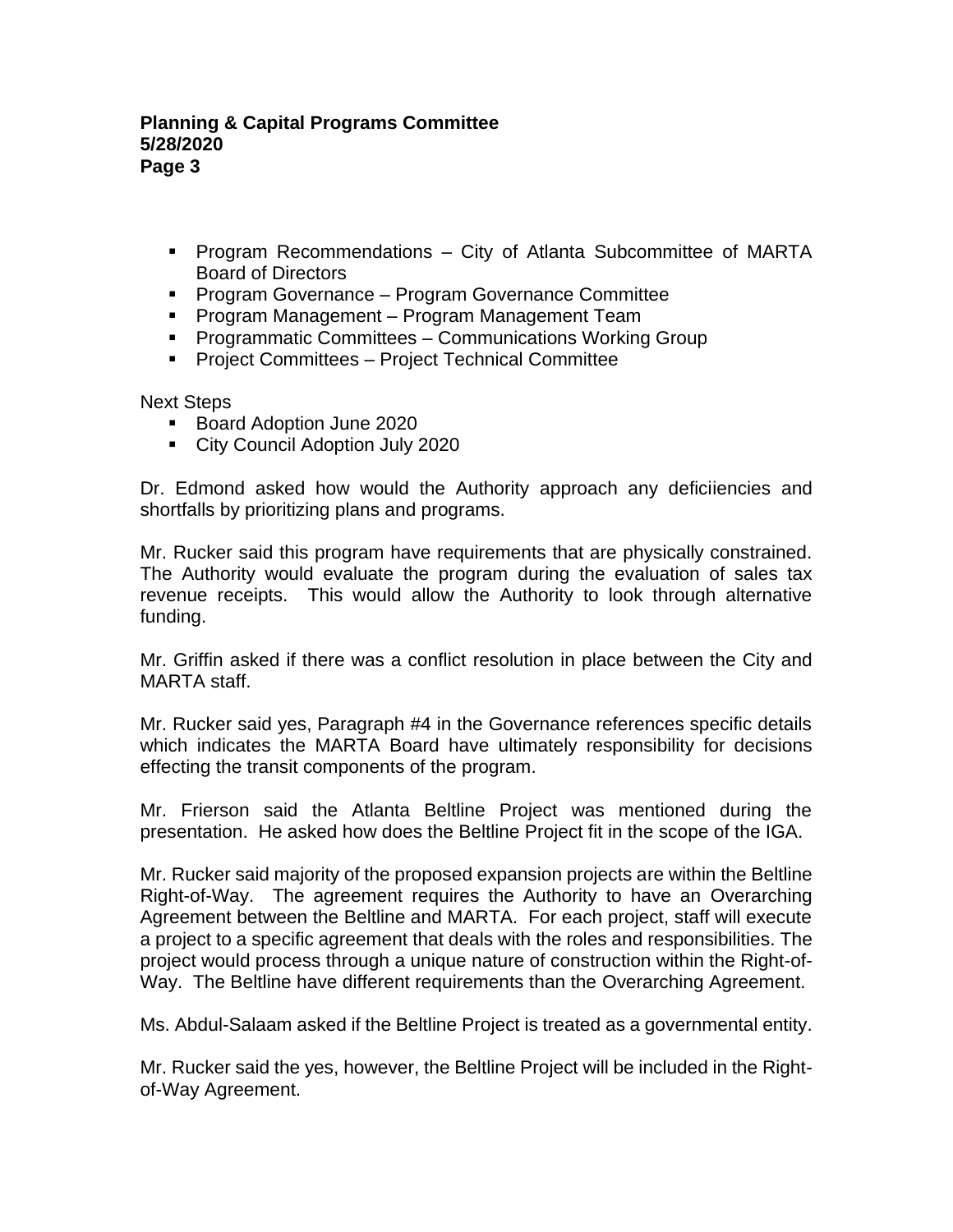- Program Recommendations – City of Atlanta Subcommittee of MARTA Board of Directors
- Program Governance – Program Governance Committee
- Program Management – Program Management Team
- Programmatic Committees – Communications Working Group
- Project Committees – Project Technical Committee

Next Steps

- Board Adoption June 2020
- City Council Adoption July 2020

Dr. Edmond asked how would the Authority approach any deficiiencies and shortfalls by prioritizing plans and programs.

Mr. Rucker said this program have requirements that are physically constrained. The Authority would evaluate the program during the evaluation of sales tax revenue receipts. This would allow the Authority to look through alternative funding.

Mr. Griffin asked if there was a conflict resolution in place between the City and MARTA staff.

Mr. Rucker said yes, Paragraph #4 in the Governance references specific details which indicates the MARTA Board have ultimately responsibility for decisions effecting the transit components of the program.

Mr. Frierson said the Atlanta Beltline Project was mentioned during the presentation. He asked how does the Beltline Project fit in the scope of the IGA.

Mr. Rucker said majority of the proposed expansion projects are within the Beltline Right-of-Way. The agreement requires the Authority to have an Overarching Agreement between the Beltline and MARTA. For each project, staff will execute a project to a specific agreement that deals with the roles and responsibilities. The project would process through a unique nature of construction within the Right-of-Way. The Beltline have different requirements than the Overarching Agreement.

Ms. Abdul-Salaam asked if the Beltline Project is treated as a governmental entity.

Mr. Rucker said the yes, however, the Beltline Project will be included in the Right-of-Way Agreement.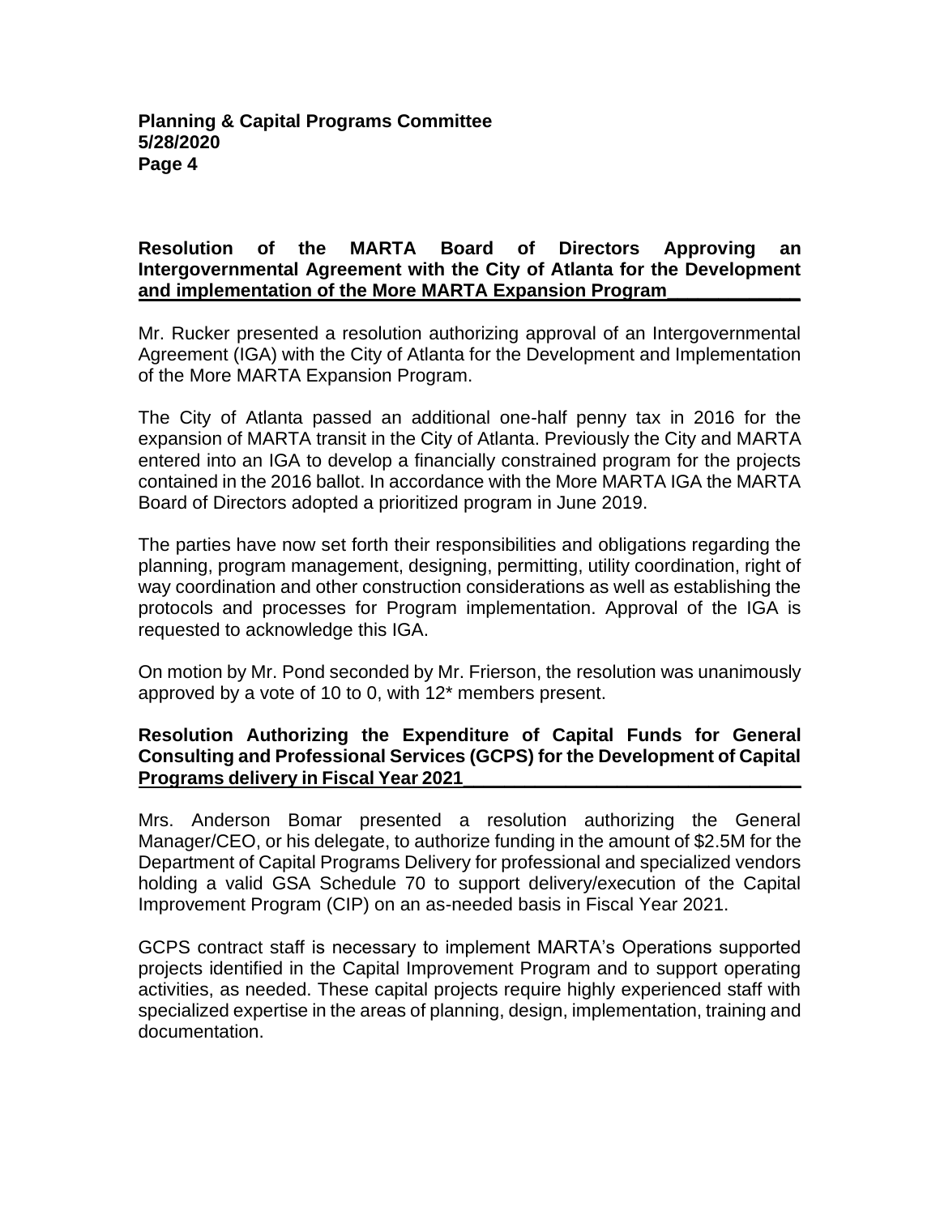**Resolution of the MARTA Board of Directors Approving an Intergovernmental Agreement with the City of Atlanta for the Development and implementation of the More MARTA Expansion Program**

Mr. Rucker presented a resolution authorizing approval of an Intergovernmental Agreement (IGA) with the City of Atlanta for the Development and Implementation of the More MARTA Expansion Program.

The City of Atlanta passed an additional one-half penny tax in 2016 for the expansion of MARTA transit in the City of Atlanta. Previously the City and MARTA entered into an IGA to develop a financially constrained program for the projects contained in the 2016 ballot. In accordance with the More MARTA IGA the MARTA Board of Directors adopted a prioritized program in June 2019.

The parties have now set forth their responsibilities and obligations regarding the planning, program management, designing, permitting, utility coordination, right of way coordination and other construction considerations as well as establishing the protocols and processes for Program implementation. Approval of the IGA is requested to acknowledge this IGA.

On motion by Mr. Pond seconded by Mr. Frierson, the resolution was unanimously approved by a vote of 10 to 0, with 12* members present.

**Resolution Authorizing the Expenditure of Capital Funds for General Consulting and Professional Services (GCPS) for the Development of Capital Programs delivery in Fiscal Year 2021**

Mrs. Anderson Bomar presented a resolution authorizing the General Manager/CEO, or his delegate, to authorize funding in the amount of $2.5M for the Department of Capital Programs Delivery for professional and specialized vendors holding a valid GSA Schedule 70 to support delivery/execution of the Capital Improvement Program (CIP) on an as-needed basis in Fiscal Year 2021.

GCPS contract staff is necessary to implement MARTA's Operations supported projects identified in the Capital Improvement Program and to support operating activities, as needed. These capital projects require highly experienced staff with specialized expertise in the areas of planning, design, implementation, training and documentation.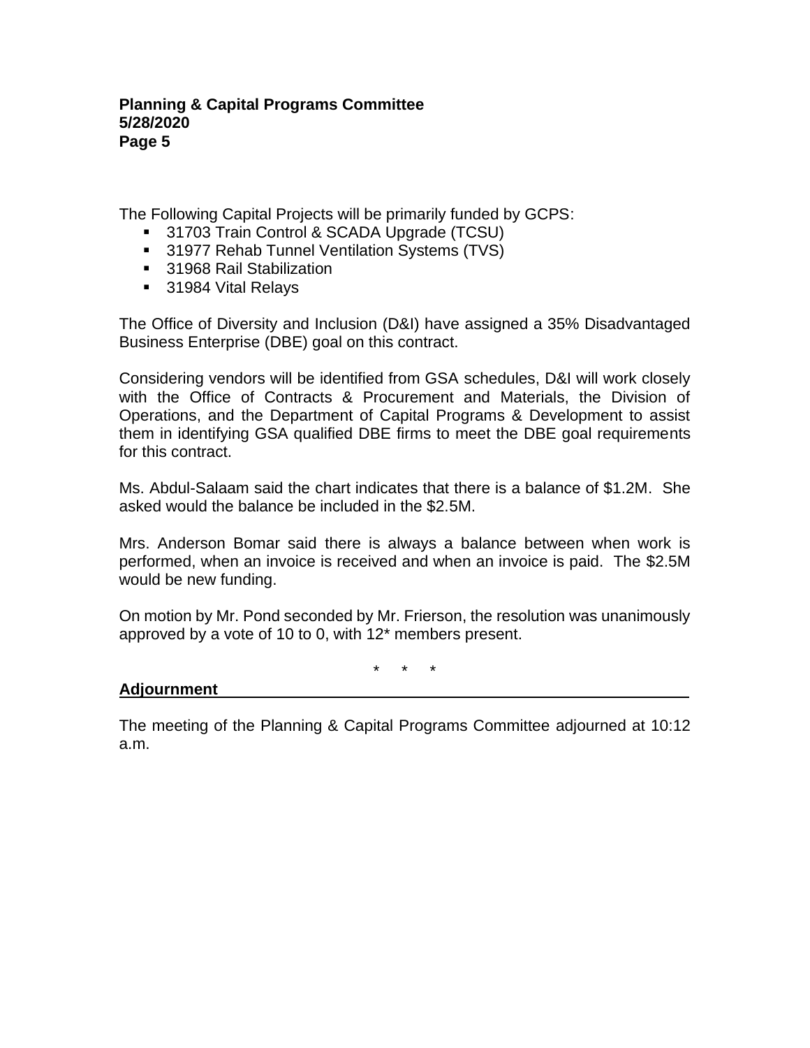The Following Capital Projects will be primarily funded by GCPS:

- 31703 Train Control & SCADA Upgrade (TCSU)
- 31977 Rehab Tunnel Ventilation Systems (TVS)
- 31968 Rail Stabilization
- 31984 Vital Relays

The Office of Diversity and Inclusion (D&I) have assigned a 35% Disadvantaged Business Enterprise (DBE) goal on this contract.

Considering vendors will be identified from GSA schedules, D&I will work closely with the Office of Contracts & Procurement and Materials, the Division of Operations, and the Department of Capital Programs & Development to assist them in identifying GSA qualified DBE firms to meet the DBE goal requirements for this contract.

Ms. Abdul-Salaam said the chart indicates that there is a balance of $1.2M. She asked would the balance be included in the $2.5M.

Mrs. Anderson Bomar said there is always a balance between when work is performed, when an invoice is received and when an invoice is paid. The $2.5M would be new funding.

On motion by Mr. Pond seconded by Mr. Frierson, the resolution was unanimously approved by a vote of 10 to 0, with 12* members present.

\* \* \*

**Adjournment**

The meeting of the Planning & Capital Programs Committee adjourned at 10:12 a.m.